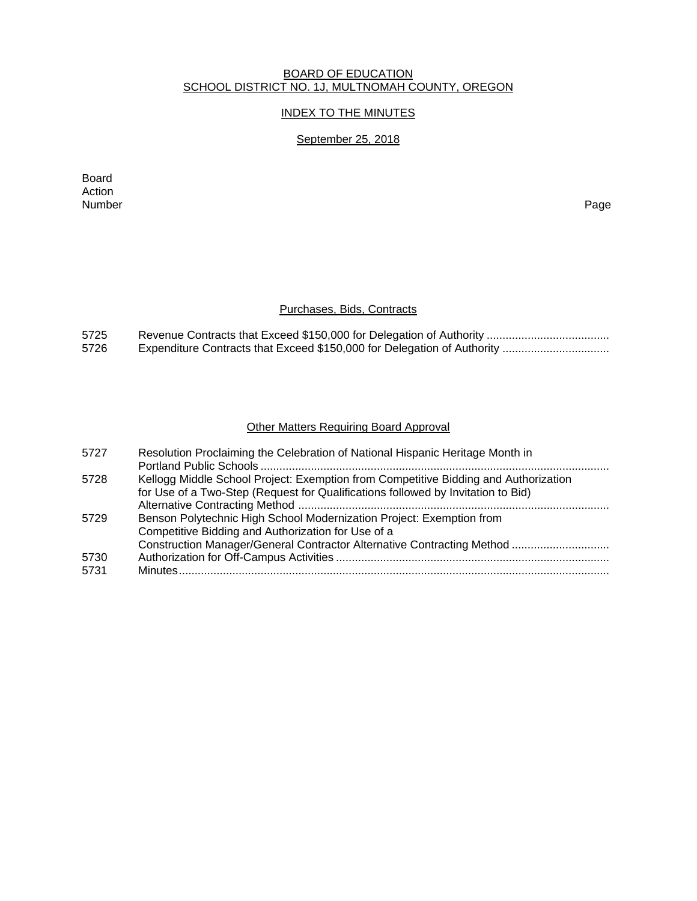BOARD OF EDUCATION
SCHOOL DISTRICT NO. 1J, MULTNOMAH COUNTY, OREGON

INDEX TO THE MINUTES

September 25, 2018

| Board Action Number | | Page |
|---|---|---|

### Purchases, Bids, Contracts

| | | |
|---|---|---|
| 5725 | Revenue Contracts that Exceed $150,000 for Delegation of Authority | |
| 5726 | Expenditure Contracts that Exceed $150,000 for Delegation of Authority | |

### Other Matters Requiring Board Approval

| | | |
|---|---|---|
| 5727 | Resolution Proclaiming the Celebration of National Hispanic Heritage Month in Portland Public Schools | |
| 5728 | Kellogg Middle School Project: Exemption from Competitive Bidding and Authorization for Use of a Two-Step (Request for Qualifications followed by Invitation to Bid) Alternative Contracting Method | |
| 5729 | Benson Polytechnic High School Modernization Project: Exemption from Competitive Bidding and Authorization for Use of a Construction Manager/General Contractor Alternative Contracting Method | |
| 5730 | Authorization for Off-Campus Activities | |
| 5731 | Minutes | |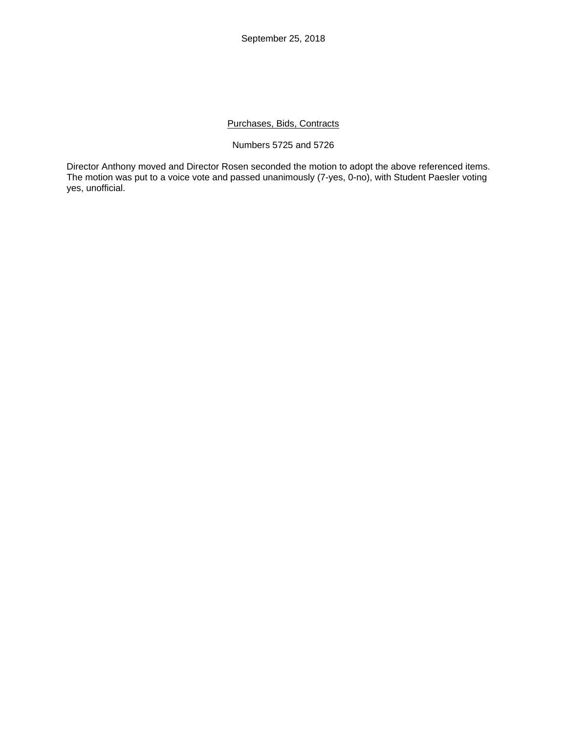September 25, 2018

## Purchases, Bids, Contracts

Numbers 5725 and 5726

Director Anthony moved and Director Rosen seconded the motion to adopt the above referenced items. The motion was put to a voice vote and passed unanimously (7-yes, 0-no), with Student Paesler voting yes, unofficial.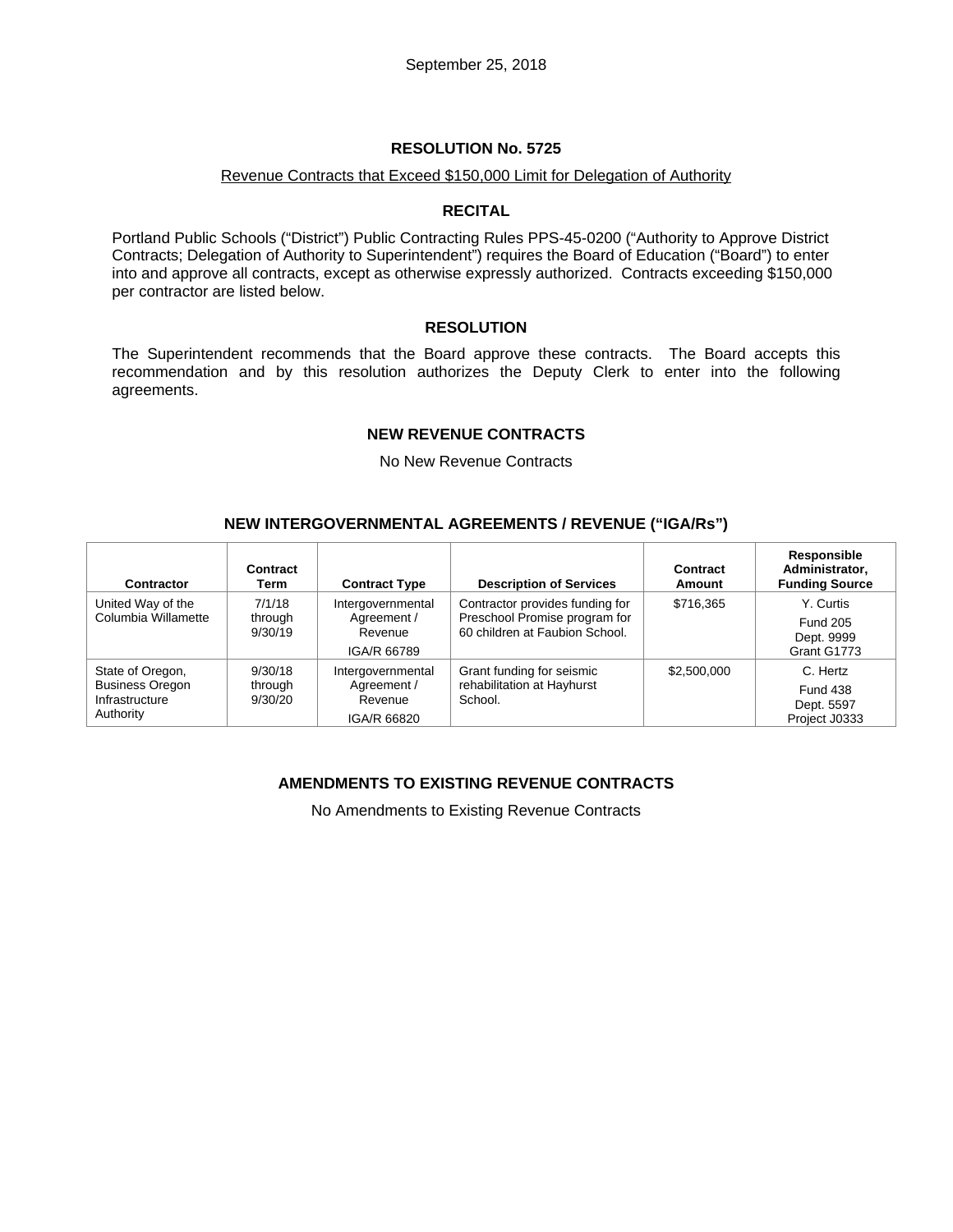September 25, 2018

## RESOLUTION No. 5725

Revenue Contracts that Exceed $150,000 Limit for Delegation of Authority

### RECITAL

Portland Public Schools ("District") Public Contracting Rules PPS-45-0200 ("Authority to Approve District Contracts; Delegation of Authority to Superintendent") requires the Board of Education ("Board") to enter into and approve all contracts, except as otherwise expressly authorized. Contracts exceeding $150,000 per contractor are listed below.

### RESOLUTION

The Superintendent recommends that the Board approve these contracts. The Board accepts this recommendation and by this resolution authorizes the Deputy Clerk to enter into the following agreements.

### NEW REVENUE CONTRACTS

No New Revenue Contracts

### NEW INTERGOVERNMENTAL AGREEMENTS / REVENUE ("IGA/Rs")

| Contractor | Contract Term | Contract Type | Description of Services | Contract Amount | Responsible Administrator, Funding Source |
|---|---|---|---|---|---|
| United Way of the Columbia Willamette | 7/1/18 through 9/30/19 | Intergovernmental Agreement / Revenue<br>IGA/R 66789 | Contractor provides funding for Preschool Promise program for 60 children at Faubion School. | $716,365 | Y. Curtis<br>Fund 205<br>Dept. 9999<br>Grant G1773 |
| State of Oregon, Business Oregon Infrastructure Authority | 9/30/18 through 9/30/20 | Intergovernmental Agreement / Revenue<br>IGA/R 66820 | Grant funding for seismic rehabilitation at Hayhurst School. | $2,500,000 | C. Hertz<br>Fund 438<br>Dept. 5597<br>Project J0333 |

### AMENDMENTS TO EXISTING REVENUE CONTRACTS

No Amendments to Existing Revenue Contracts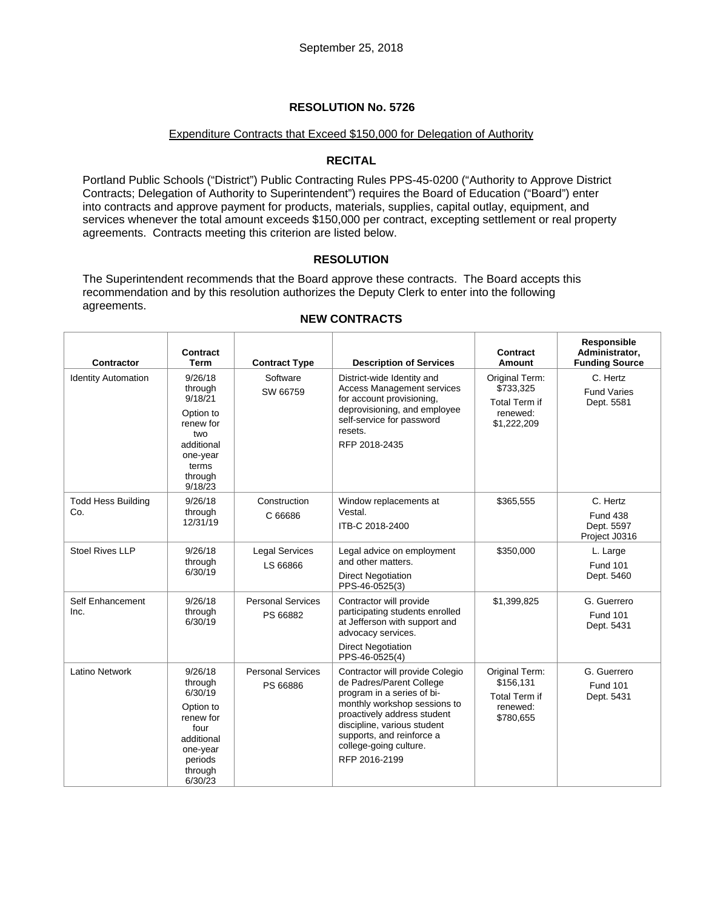September 25, 2018

## RESOLUTION No. 5726

Expenditure Contracts that Exceed $150,000 for Delegation of Authority

### RECITAL

Portland Public Schools ("District") Public Contracting Rules PPS-45-0200 ("Authority to Approve District Contracts; Delegation of Authority to Superintendent") requires the Board of Education ("Board") enter into contracts and approve payment for products, materials, supplies, capital outlay, equipment, and services whenever the total amount exceeds $150,000 per contract, excepting settlement or real property agreements. Contracts meeting this criterion are listed below.

### RESOLUTION

The Superintendent recommends that the Board approve these contracts. The Board accepts this recommendation and by this resolution authorizes the Deputy Clerk to enter into the following agreements.

### NEW CONTRACTS

| Contractor | Contract Term | Contract Type | Description of Services | Contract Amount | Responsible Administrator, Funding Source |
|---|---|---|---|---|---|
| Identity Automation | 9/26/18 through 9/18/21 Option to renew for two additional one-year terms through 9/18/23 | Software SW 66759 | District-wide Identity and Access Management services for account provisioning, deprovisioning, and employee self-service for password resets. RFP 2018-2435 | Original Term: $733,325 Total Term if renewed: $1,222,209 | C. Hertz Fund Varies Dept. 5581 |
| Todd Hess Building Co. | 9/26/18 through 12/31/19 | Construction C 66686 | Window replacements at Vestal. ITB-C 2018-2400 | $365,555 | C. Hertz Fund 438 Dept. 5597 Project J0316 |
| Stoel Rives LLP | 9/26/18 through 6/30/19 | Legal Services LS 66866 | Legal advice on employment and other matters. Direct Negotiation PPS-46-0525(3) | $350,000 | L. Large Fund 101 Dept. 5460 |
| Self Enhancement Inc. | 9/26/18 through 6/30/19 | Personal Services PS 66882 | Contractor will provide participating students enrolled at Jefferson with support and advocacy services. Direct Negotiation PPS-46-0525(4) | $1,399,825 | G. Guerrero Fund 101 Dept. 5431 |
| Latino Network | 9/26/18 through 6/30/19 Option to renew for four additional one-year periods through 6/30/23 | Personal Services PS 66886 | Contractor will provide Colegio de Padres/Parent College program in a series of bi-monthly workshop sessions to proactively address student discipline, various student supports, and reinforce a college-going culture. RFP 2016-2199 | Original Term: $156,131 Total Term if renewed: $780,655 | G. Guerrero Fund 101 Dept. 5431 |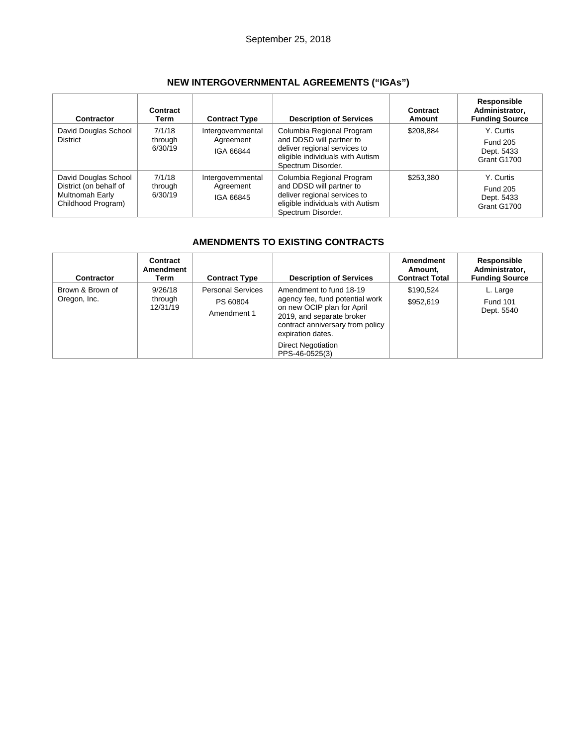September 25, 2018

## NEW INTERGOVERNMENTAL AGREEMENTS ("IGAs")

| Contractor | Contract Term | Contract Type | Description of Services | Contract Amount | Responsible Administrator, Funding Source |
|---|---|---|---|---|---|
| David Douglas School District | 7/1/18 through 6/30/19 | Intergovernmental Agreement IGA 66844 | Columbia Regional Program and DDSD will partner to deliver regional services to eligible individuals with Autism Spectrum Disorder. | $208,884 | Y. Curtis Fund 205 Dept. 5433 Grant G1700 |
| David Douglas School District (on behalf of Multnomah Early Childhood Program) | 7/1/18 through 6/30/19 | Intergovernmental Agreement IGA 66845 | Columbia Regional Program and DDSD will partner to deliver regional services to eligible individuals with Autism Spectrum Disorder. | $253,380 | Y. Curtis Fund 205 Dept. 5433 Grant G1700 |

## AMENDMENTS TO EXISTING CONTRACTS

| Contractor | Contract Amendment Term | Contract Type | Description of Services | Amendment Amount, Contract Total | Responsible Administrator, Funding Source |
|---|---|---|---|---|---|
| Brown & Brown of Oregon, Inc. | 9/26/18 through 12/31/19 | Personal Services PS 60804 Amendment 1 | Amendment to fund 18-19 agency fee, fund potential work on new OCIP plan for April 2019, and separate broker contract anniversary from policy expiration dates. Direct Negotiation PPS-46-0525(3) | $190,524 $952,619 | L. Large Fund 101 Dept. 5540 |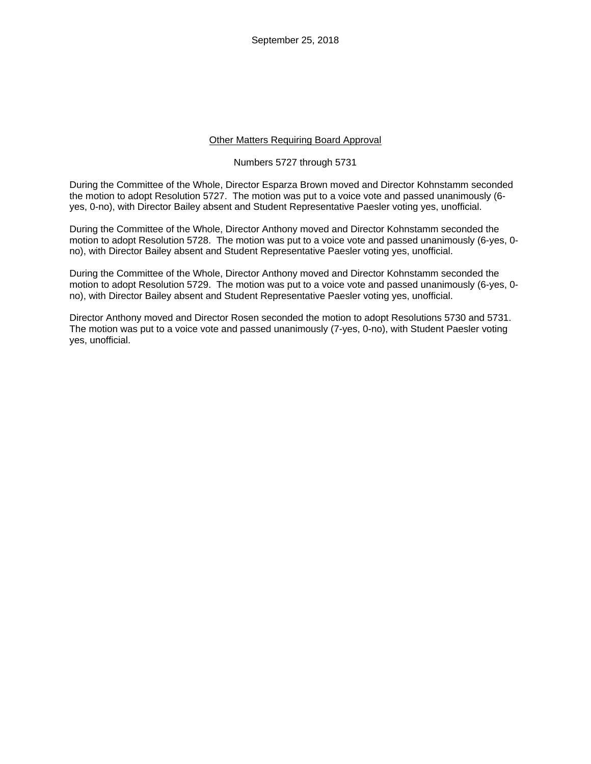September 25, 2018

## Other Matters Requiring Board Approval

Numbers 5727 through 5731

During the Committee of the Whole, Director Esparza Brown moved and Director Kohnstamm seconded the motion to adopt Resolution 5727. The motion was put to a voice vote and passed unanimously (6-yes, 0-no), with Director Bailey absent and Student Representative Paesler voting yes, unofficial.

During the Committee of the Whole, Director Anthony moved and Director Kohnstamm seconded the motion to adopt Resolution 5728. The motion was put to a voice vote and passed unanimously (6-yes, 0-no), with Director Bailey absent and Student Representative Paesler voting yes, unofficial.

During the Committee of the Whole, Director Anthony moved and Director Kohnstamm seconded the motion to adopt Resolution 5729. The motion was put to a voice vote and passed unanimously (6-yes, 0-no), with Director Bailey absent and Student Representative Paesler voting yes, unofficial.

Director Anthony moved and Director Rosen seconded the motion to adopt Resolutions 5730 and 5731. The motion was put to a voice vote and passed unanimously (7-yes, 0-no), with Student Paesler voting yes, unofficial.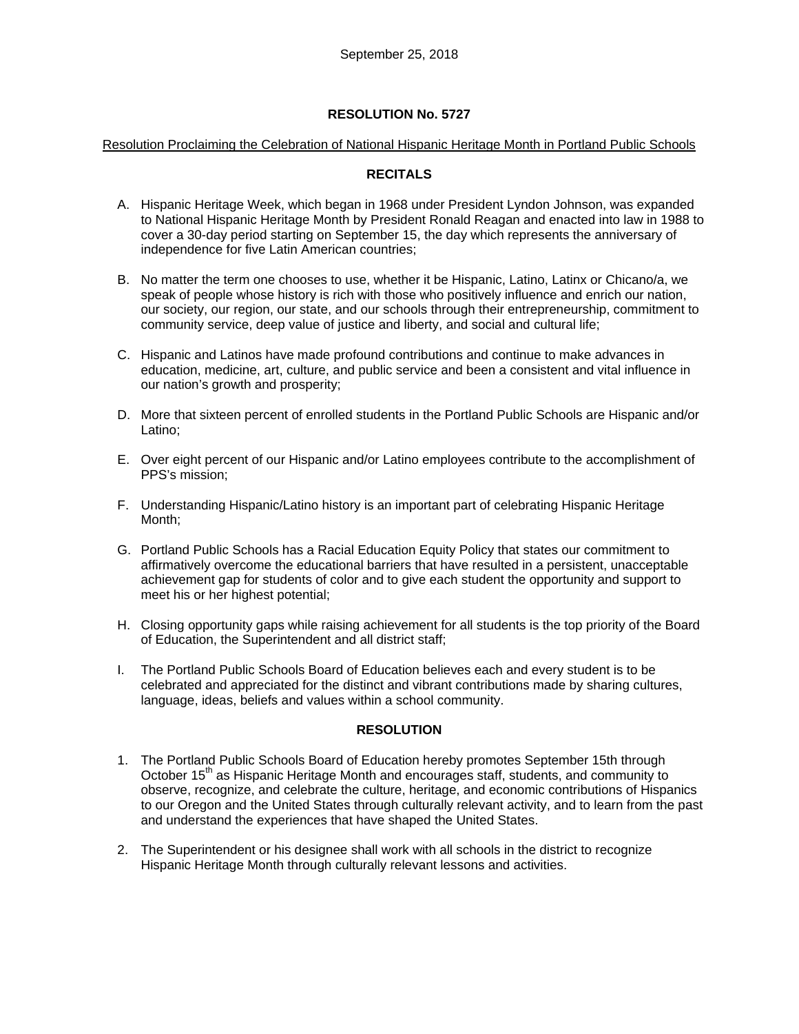September 25, 2018

# RESOLUTION No. 5727

Resolution Proclaiming the Celebration of National Hispanic Heritage Month in Portland Public Schools

## RECITALS

A. Hispanic Heritage Week, which began in 1968 under President Lyndon Johnson, was expanded to National Hispanic Heritage Month by President Ronald Reagan and enacted into law in 1988 to cover a 30-day period starting on September 15, the day which represents the anniversary of independence for five Latin American countries;

B. No matter the term one chooses to use, whether it be Hispanic, Latino, Latinx or Chicano/a, we speak of people whose history is rich with those who positively influence and enrich our nation, our society, our region, our state, and our schools through their entrepreneurship, commitment to community service, deep value of justice and liberty, and social and cultural life;

C. Hispanic and Latinos have made profound contributions and continue to make advances in education, medicine, art, culture, and public service and been a consistent and vital influence in our nation's growth and prosperity;

D. More that sixteen percent of enrolled students in the Portland Public Schools are Hispanic and/or Latino;

E. Over eight percent of our Hispanic and/or Latino employees contribute to the accomplishment of PPS's mission;

F. Understanding Hispanic/Latino history is an important part of celebrating Hispanic Heritage Month;

G. Portland Public Schools has a Racial Education Equity Policy that states our commitment to affirmatively overcome the educational barriers that have resulted in a persistent, unacceptable achievement gap for students of color and to give each student the opportunity and support to meet his or her highest potential;

H. Closing opportunity gaps while raising achievement for all students is the top priority of the Board of Education, the Superintendent and all district staff;

I. The Portland Public Schools Board of Education believes each and every student is to be celebrated and appreciated for the distinct and vibrant contributions made by sharing cultures, language, ideas, beliefs and values within a school community.

## RESOLUTION

1. The Portland Public Schools Board of Education hereby promotes September 15th through October 15th as Hispanic Heritage Month and encourages staff, students, and community to observe, recognize, and celebrate the culture, heritage, and economic contributions of Hispanics to our Oregon and the United States through culturally relevant activity, and to learn from the past and understand the experiences that have shaped the United States.

2. The Superintendent or his designee shall work with all schools in the district to recognize Hispanic Heritage Month through culturally relevant lessons and activities.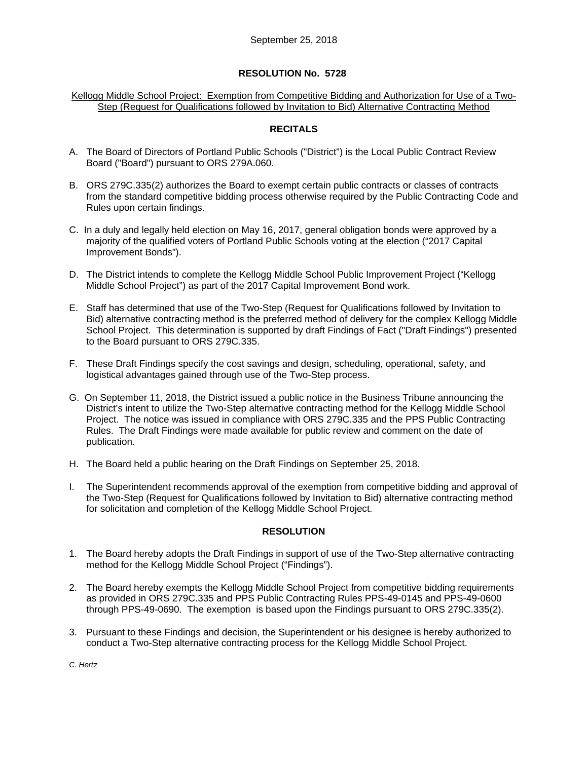September 25, 2018

# RESOLUTION No. 5728

Kellogg Middle School Project: Exemption from Competitive Bidding and Authorization for Use of a Two-Step (Request for Qualifications followed by Invitation to Bid) Alternative Contracting Method

## RECITALS

A. The Board of Directors of Portland Public Schools ("District") is the Local Public Contract Review Board ("Board") pursuant to ORS 279A.060.

B. ORS 279C.335(2) authorizes the Board to exempt certain public contracts or classes of contracts from the standard competitive bidding process otherwise required by the Public Contracting Code and Rules upon certain findings.

C. In a duly and legally held election on May 16, 2017, general obligation bonds were approved by a majority of the qualified voters of Portland Public Schools voting at the election ("2017 Capital Improvement Bonds").

D. The District intends to complete the Kellogg Middle School Public Improvement Project ("Kellogg Middle School Project") as part of the 2017 Capital Improvement Bond work.

E. Staff has determined that use of the Two-Step (Request for Qualifications followed by Invitation to Bid) alternative contracting method is the preferred method of delivery for the complex Kellogg Middle School Project. This determination is supported by draft Findings of Fact ("Draft Findings") presented to the Board pursuant to ORS 279C.335.

F. These Draft Findings specify the cost savings and design, scheduling, operational, safety, and logistical advantages gained through use of the Two-Step process.

G. On September 11, 2018, the District issued a public notice in the Business Tribune announcing the District's intent to utilize the Two-Step alternative contracting method for the Kellogg Middle School Project. The notice was issued in compliance with ORS 279C.335 and the PPS Public Contracting Rules. The Draft Findings were made available for public review and comment on the date of publication.

H. The Board held a public hearing on the Draft Findings on September 25, 2018.

I. The Superintendent recommends approval of the exemption from competitive bidding and approval of the Two-Step (Request for Qualifications followed by Invitation to Bid) alternative contracting method for solicitation and completion of the Kellogg Middle School Project.

## RESOLUTION

1. The Board hereby adopts the Draft Findings in support of use of the Two-Step alternative contracting method for the Kellogg Middle School Project ("Findings").

2. The Board hereby exempts the Kellogg Middle School Project from competitive bidding requirements as provided in ORS 279C.335 and PPS Public Contracting Rules PPS-49-0145 and PPS-49-0600 through PPS-49-0690. The exemption is based upon the Findings pursuant to ORS 279C.335(2).

3. Pursuant to these Findings and decision, the Superintendent or his designee is hereby authorized to conduct a Two-Step alternative contracting process for the Kellogg Middle School Project.

*C. Hertz*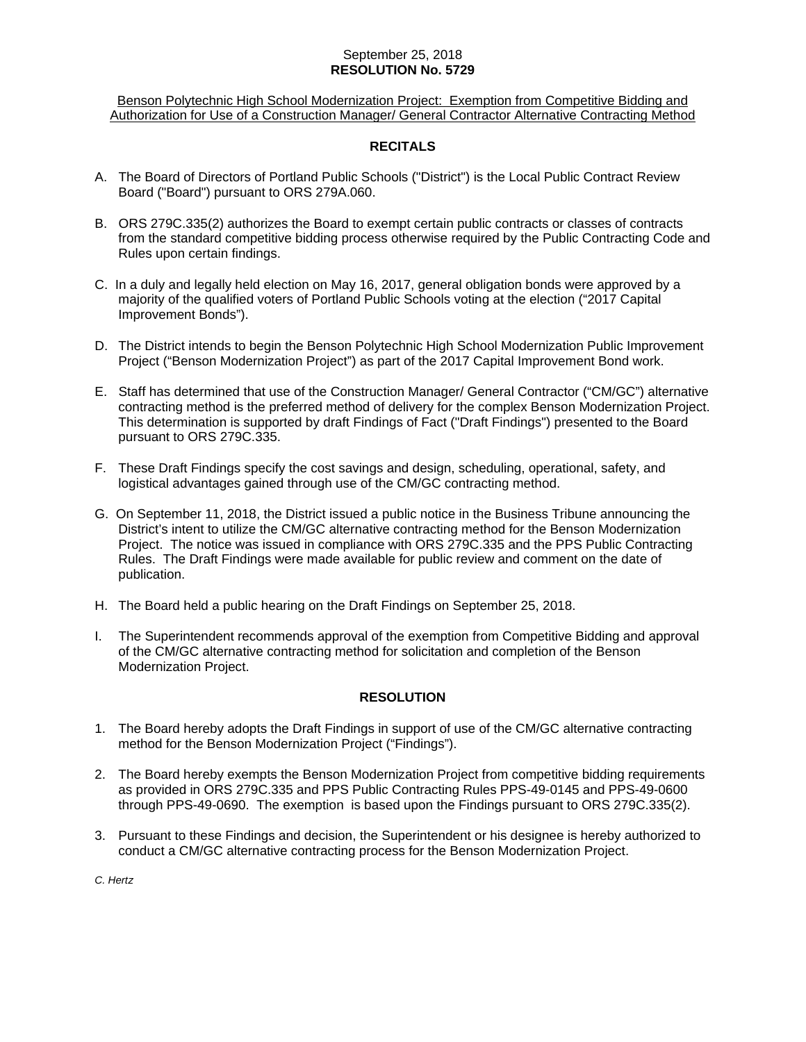September 25, 2018
**RESOLUTION No. 5729**

Benson Polytechnic High School Modernization Project: Exemption from Competitive Bidding and Authorization for Use of a Construction Manager/ General Contractor Alternative Contracting Method

## RECITALS

A. The Board of Directors of Portland Public Schools ("District") is the Local Public Contract Review Board ("Board") pursuant to ORS 279A.060.

B. ORS 279C.335(2) authorizes the Board to exempt certain public contracts or classes of contracts from the standard competitive bidding process otherwise required by the Public Contracting Code and Rules upon certain findings.

C. In a duly and legally held election on May 16, 2017, general obligation bonds were approved by a majority of the qualified voters of Portland Public Schools voting at the election ("2017 Capital Improvement Bonds").

D. The District intends to begin the Benson Polytechnic High School Modernization Public Improvement Project ("Benson Modernization Project") as part of the 2017 Capital Improvement Bond work.

E. Staff has determined that use of the Construction Manager/ General Contractor ("CM/GC") alternative contracting method is the preferred method of delivery for the complex Benson Modernization Project. This determination is supported by draft Findings of Fact ("Draft Findings") presented to the Board pursuant to ORS 279C.335.

F. These Draft Findings specify the cost savings and design, scheduling, operational, safety, and logistical advantages gained through use of the CM/GC contracting method.

G. On September 11, 2018, the District issued a public notice in the Business Tribune announcing the District's intent to utilize the CM/GC alternative contracting method for the Benson Modernization Project. The notice was issued in compliance with ORS 279C.335 and the PPS Public Contracting Rules. The Draft Findings were made available for public review and comment on the date of publication.

H. The Board held a public hearing on the Draft Findings on September 25, 2018.

I. The Superintendent recommends approval of the exemption from Competitive Bidding and approval of the CM/GC alternative contracting method for solicitation and completion of the Benson Modernization Project.

## RESOLUTION

1. The Board hereby adopts the Draft Findings in support of use of the CM/GC alternative contracting method for the Benson Modernization Project ("Findings").

2. The Board hereby exempts the Benson Modernization Project from competitive bidding requirements as provided in ORS 279C.335 and PPS Public Contracting Rules PPS-49-0145 and PPS-49-0600 through PPS-49-0690. The exemption is based upon the Findings pursuant to ORS 279C.335(2).

3. Pursuant to these Findings and decision, the Superintendent or his designee is hereby authorized to conduct a CM/GC alternative contracting process for the Benson Modernization Project.

*C. Hertz*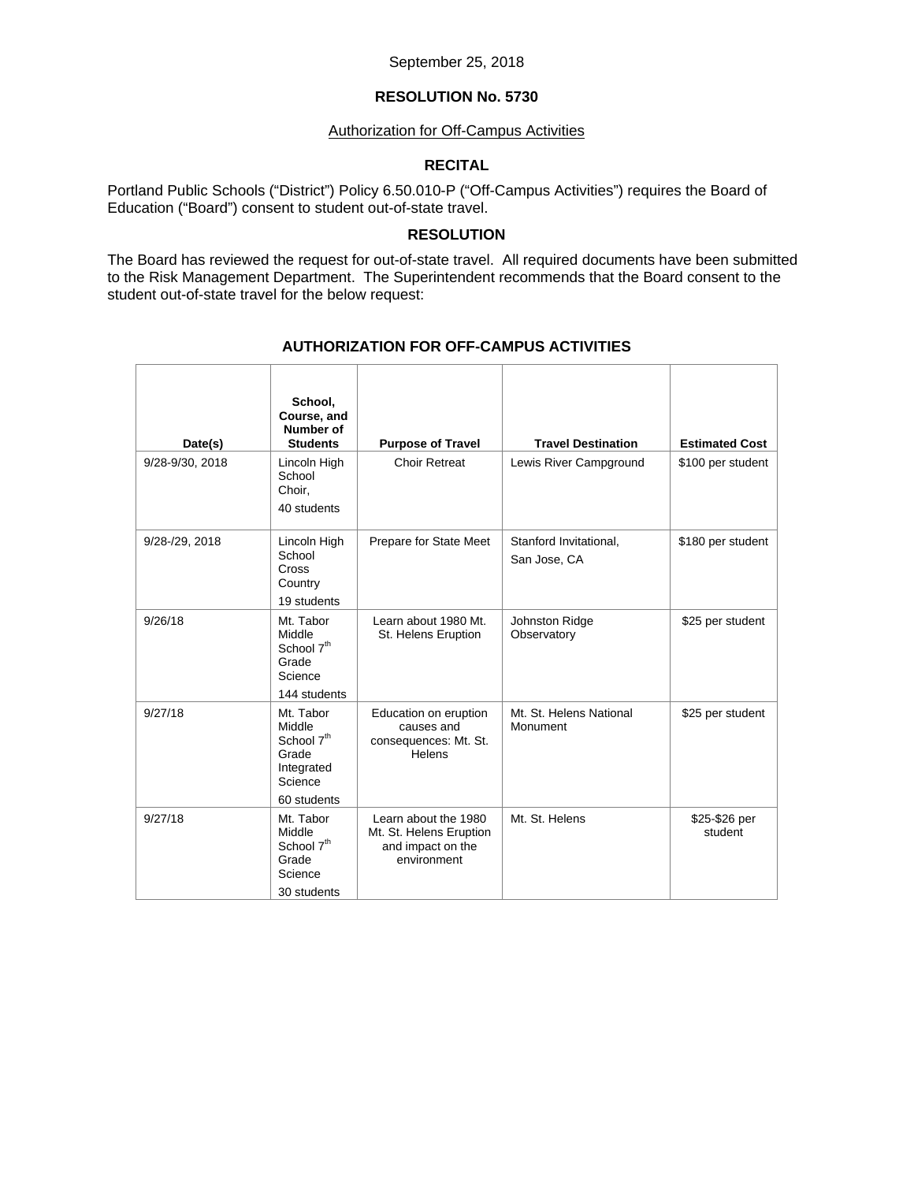September 25, 2018

**RESOLUTION No. 5730**

Authorization for Off-Campus Activities

**RECITAL**

Portland Public Schools ("District") Policy 6.50.010-P ("Off-Campus Activities") requires the Board of Education ("Board") consent to student out-of-state travel.

**RESOLUTION**

The Board has reviewed the request for out-of-state travel. All required documents have been submitted to the Risk Management Department. The Superintendent recommends that the Board consent to the student out-of-state travel for the below request:

**AUTHORIZATION FOR OFF-CAMPUS ACTIVITIES**

| Date(s) | School, Course, and Number of Students | Purpose of Travel | Travel Destination | Estimated Cost |
|---|---|---|---|---|
| 9/28-9/30, 2018 | Lincoln High School Choir, 40 students | Choir Retreat | Lewis River Campground | $100 per student |
| 9/28-/29, 2018 | Lincoln High School Cross Country 19 students | Prepare for State Meet | Stanford Invitational, San Jose, CA | $180 per student |
| 9/26/18 | Mt. Tabor Middle School 7th Grade Science 144 students | Learn about 1980 Mt. St. Helens Eruption | Johnston Ridge Observatory | $25 per student |
| 9/27/18 | Mt. Tabor Middle School 7th Grade Integrated Science 60 students | Education on eruption causes and consequences: Mt. St. Helens | Mt. St. Helens National Monument | $25 per student |
| 9/27/18 | Mt. Tabor Middle School 7th Grade Science 30 students | Learn about the 1980 Mt. St. Helens Eruption and impact on the environment | Mt. St. Helens | $25-$26 per student |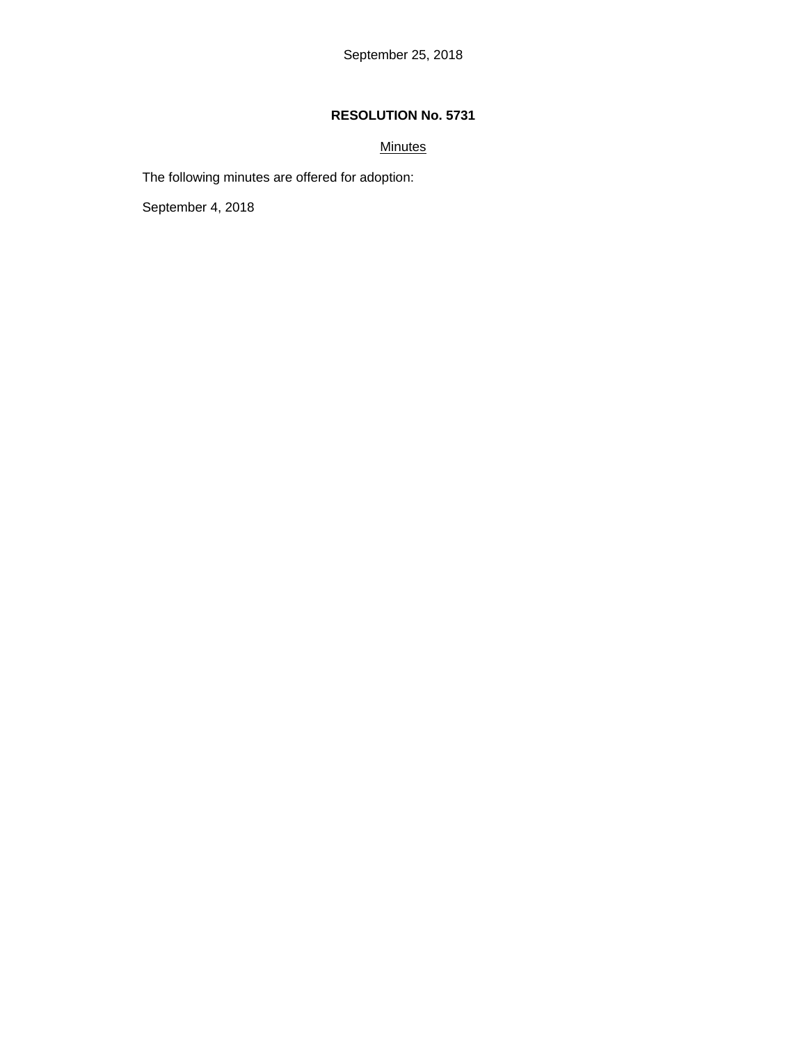September 25, 2018

**RESOLUTION No. 5731**

Minutes

The following minutes are offered for adoption:

September 4, 2018